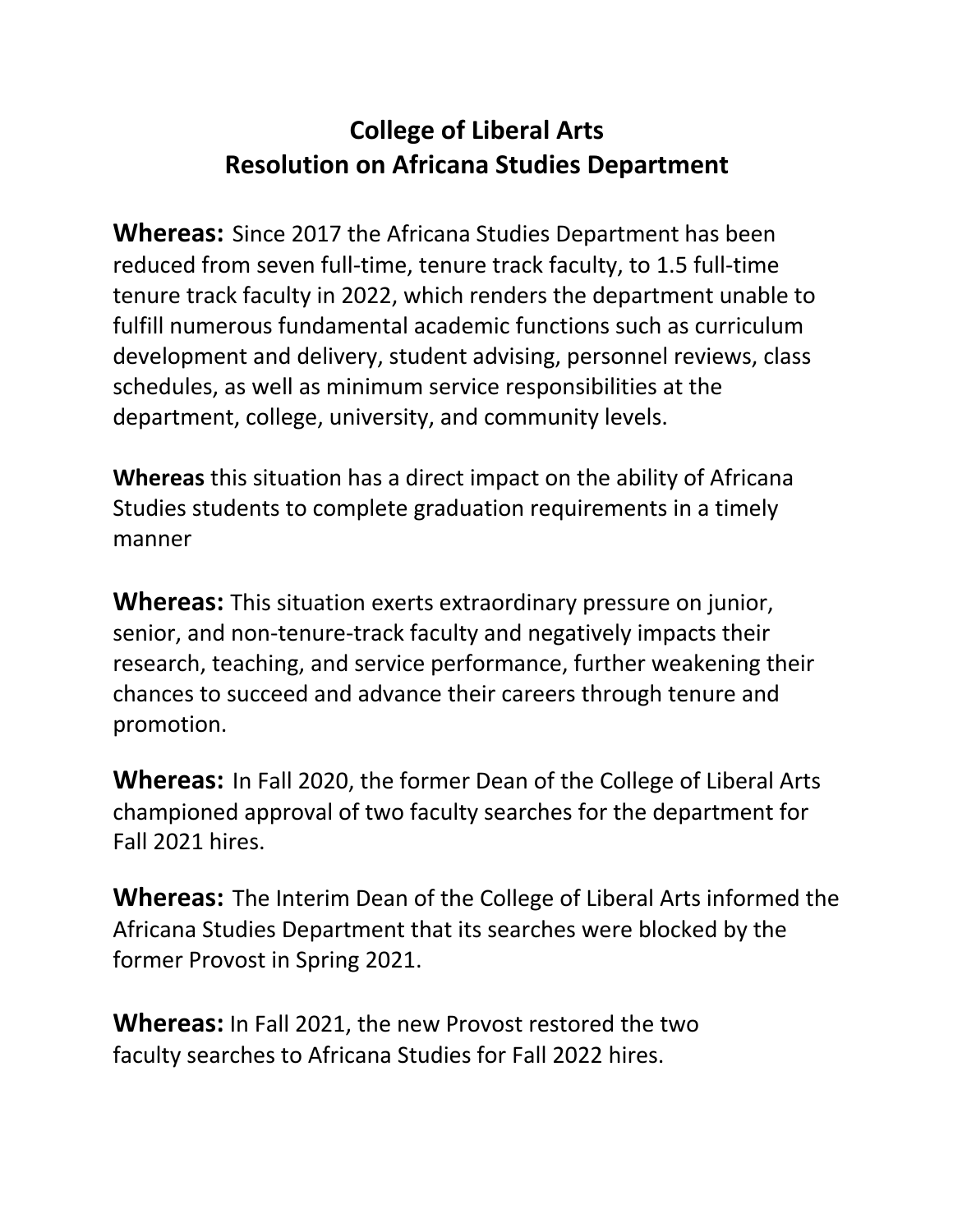# College of Liberal Arts
# Resolution on Africana Studies Department

**Whereas:** Since 2017 the Africana Studies Department has been reduced from seven full-time, tenure track faculty, to 1.5 full-time tenure track faculty in 2022, which renders the department unable to fulfill numerous fundamental academic functions such as curriculum development and delivery, student advising, personnel reviews, class schedules, as well as minimum service responsibilities at the department, college, university, and community levels.

**Whereas** this situation has a direct impact on the ability of Africana Studies students to complete graduation requirements in a timely manner

**Whereas:** This situation exerts extraordinary pressure on junior, senior, and non-tenure-track faculty and negatively impacts their research, teaching, and service performance, further weakening their chances to succeed and advance their careers through tenure and promotion.

**Whereas:** In Fall 2020, the former Dean of the College of Liberal Arts championed approval of two faculty searches for the department for Fall 2021 hires.

**Whereas:** The Interim Dean of the College of Liberal Arts informed the Africana Studies Department that its searches were blocked by the former Provost in Spring 2021.

**Whereas:** In Fall 2021, the new Provost restored the two faculty searches to Africana Studies for Fall 2022 hires.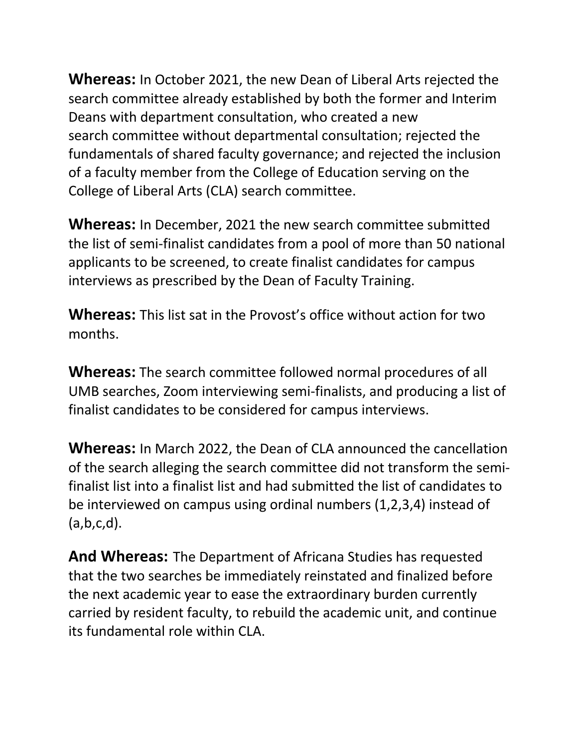**Whereas:** In October 2021, the new Dean of Liberal Arts rejected the search committee already established by both the former and Interim Deans with department consultation, who created a new search committee without departmental consultation; rejected the fundamentals of shared faculty governance; and rejected the inclusion of a faculty member from the College of Education serving on the College of Liberal Arts (CLA) search committee.

**Whereas:** In December, 2021 the new search committee submitted the list of semi-finalist candidates from a pool of more than 50 national applicants to be screened, to create finalist candidates for campus interviews as prescribed by the Dean of Faculty Training.

**Whereas:** This list sat in the Provost's office without action for two months.

**Whereas:** The search committee followed normal procedures of all UMB searches, Zoom interviewing semi-finalists, and producing a list of finalist candidates to be considered for campus interviews.

**Whereas:** In March 2022, the Dean of CLA announced the cancellation of the search alleging the search committee did not transform the semi-finalist list into a finalist list and had submitted the list of candidates to be interviewed on campus using ordinal numbers (1,2,3,4) instead of (a,b,c,d).

**And Whereas:** The Department of Africana Studies has requested that the two searches be immediately reinstated and finalized before the next academic year to ease the extraordinary burden currently carried by resident faculty, to rebuild the academic unit, and continue its fundamental role within CLA.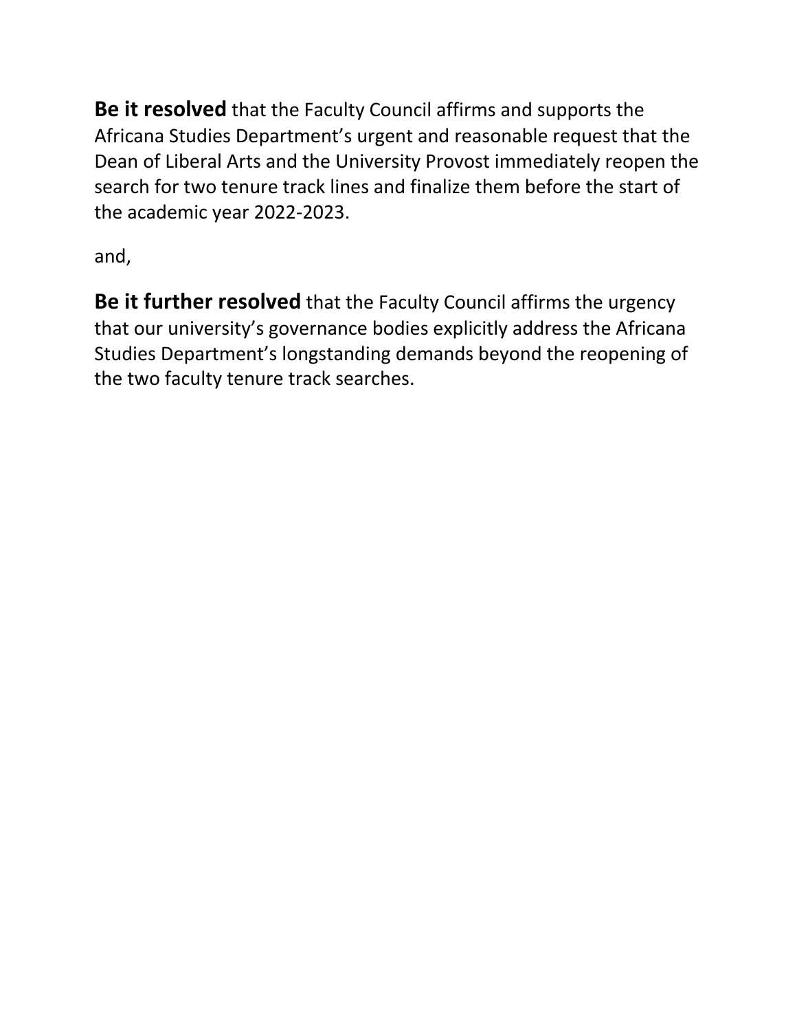**Be it resolved** that the Faculty Council affirms and supports the Africana Studies Department's urgent and reasonable request that the Dean of Liberal Arts and the University Provost immediately reopen the search for two tenure track lines and finalize them before the start of the academic year 2022-2023.

and,

**Be it further resolved** that the Faculty Council affirms the urgency that our university's governance bodies explicitly address the Africana Studies Department's longstanding demands beyond the reopening of the two faculty tenure track searches.